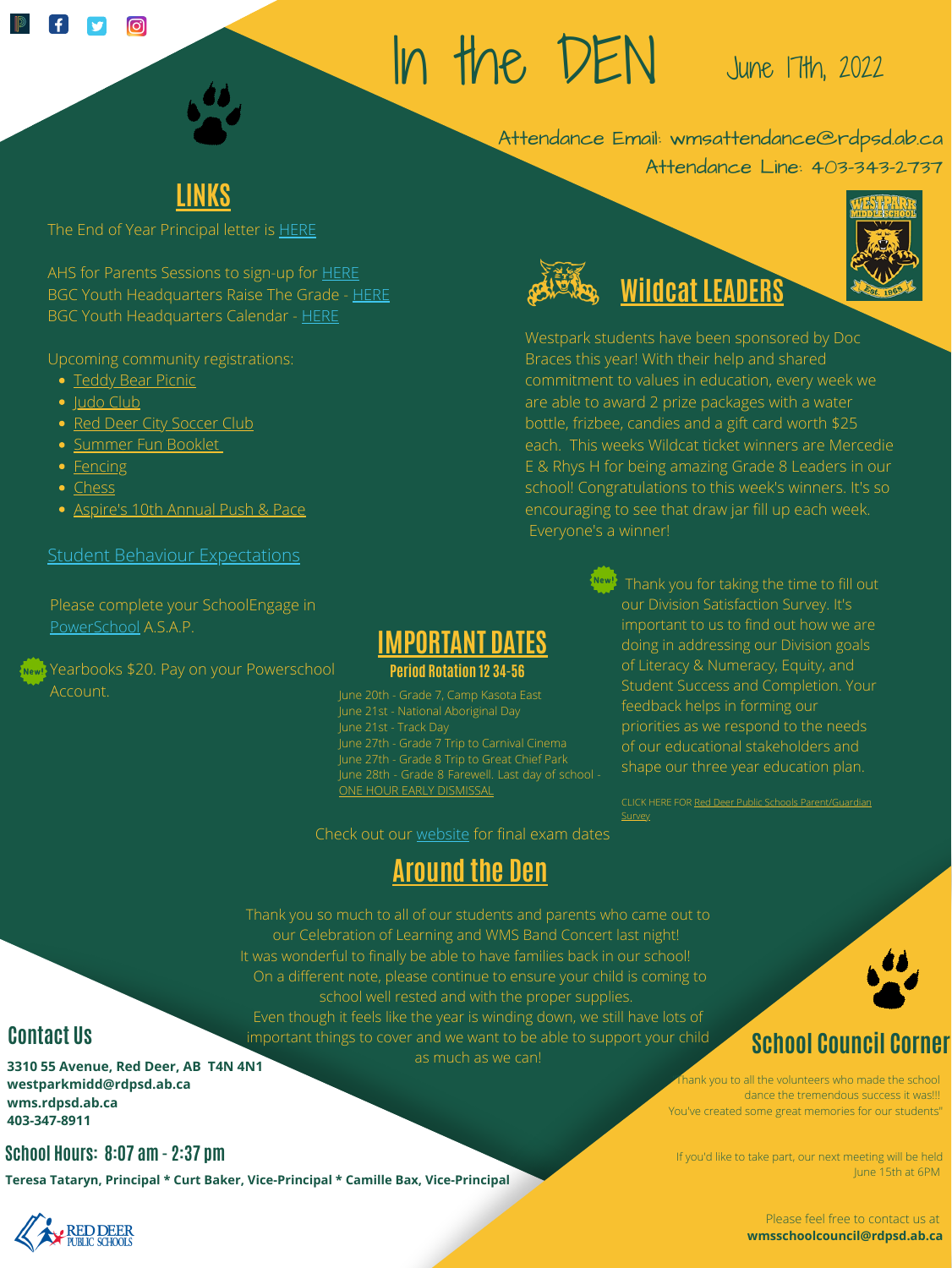# In the DEN

June 17th, 2022

Attendance Email: wmsattendance@rdpsd.ab.ca
Attendance Line: 403-343-2737

## LINKS

The End of Year Principal letter is HERE

AHS for Parents Sessions to sign-up for HERE
BGC Youth Headquarters Raise The Grade - HERE
BGC Youth Headquarters Calendar - HERE

Upcoming community registrations:

- Teddy Bear Picnic
- Judo Club
- Red Deer City Soccer Club
- Summer Fun Booklet
- Fencing
- Chess
- Aspire's 10th Annual Push & Pace

Student Behaviour Expectations

Please complete your SchoolEngage in PowerSchool A.S.A.P.

New! Yearbooks $20. Pay on your Powerschool Account.

## Wildcat LEADERS

Westpark students have been sponsored by Doc Braces this year! With their help and shared commitment to values in education, every week we are able to award 2 prize packages with a water bottle, frizbee, candies and a gift card worth $25 each. This weeks Wildcat ticket winners are Mercedie E & Rhys H for being amazing Grade 8 Leaders in our school! Congratulations to this week's winners. It's so encouraging to see that draw jar fill up each week. Everyone's a winner!

New! Thank you for taking the time to fill out our Division Satisfaction Survey. It's important to us to find out how we are doing in addressing our Division goals of Literacy & Numeracy, Equity, and Student Success and Completion. Your feedback helps in forming our priorities as we respond to the needs of our educational stakeholders and shape our three year education plan.

CLICK HERE FOR Red Deer Public Schools Parent/Guardian Survey

## IMPORTANT DATES

### Period Rotation 12 34-56

June 20th - Grade 7, Camp Kasota East
June 21st - National Aboriginal Day
June 21st - Track Day
June 27th - Grade 7 Trip to Carnival Cinema
June 27th - Grade 8 Trip to Great Chief Park
June 28th - Grade 8 Farewell. Last day of school - ONE HOUR EARLY DISMISSAL

Check out our website for final exam dates

## Around the Den

Thank you so much to all of our students and parents who came out to our Celebration of Learning and WMS Band Concert last night! It was wonderful to finally be able to have families back in our school! On a different note, please continue to ensure your child is coming to school well rested and with the proper supplies. Even though it feels like the year is winding down, we still have lots of important things to cover and we want to be able to support your child as much as we can!

## School Council Corner

Thank you to all the volunteers who made the school dance the tremendous success it was!!! You've created some great memories for our students"

If you'd like to take part, our next meeting will be held June 15th at 6PM

Please feel free to contact us at **wmsschoolcouncil@rdpsd.ab.ca**

## Contact Us

**3310 55 Avenue, Red Deer, AB T4N 4N1**
**westparkmidd@rdpsd.ab.ca**
**wms.rdpsd.ab.ca**
**403-347-8911**

## School Hours: 8:07 am - 2:37 pm

**Teresa Tataryn, Principal * Curt Baker, Vice-Principal * Camille Bax, Vice-Principal**

RED DEER PUBLIC SCHOOLS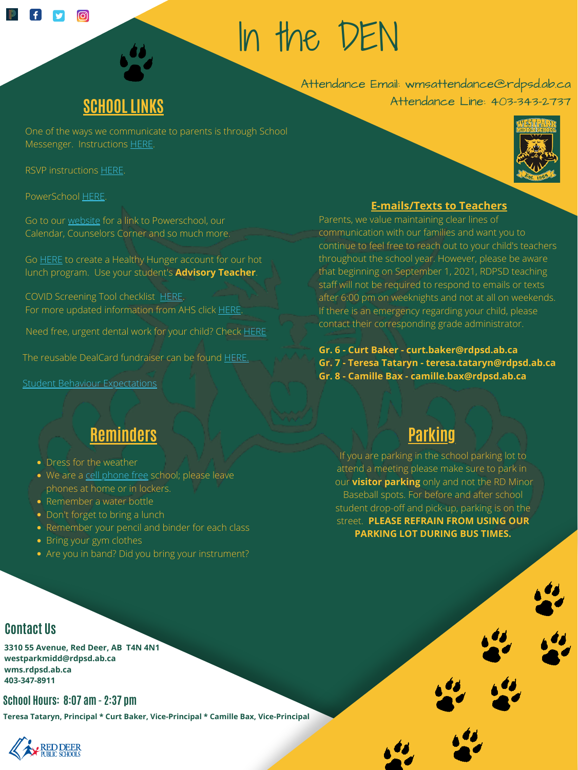# In the DEN

Attendance Email: wmsattendance@rdpsd.ab.ca
Attendance Line: 403-343-2737

## SCHOOL LINKS

One of the ways we communicate to parents is through School Messenger. Instructions HERE.

RSVP instructions HERE.

PowerSchool HERE.

Go to our website for a link to Powerschool, our Calendar, Counselors Corner and so much more.

Go HERE to create a Healthy Hunger account for our hot lunch program. Use your student's **Advisory Teacher**.

COVID Screening Tool checklist HERE.
For more updated information from AHS click HERE.

Need free, urgent dental work for your child? Check HERE

The reusable DealCard fundraiser can be found HERE.

Student Behaviour Expectations

## E-mails/Texts to Teachers

Parents, we value maintaining clear lines of communication with our families and want you to continue to feel free to reach out to your child's teachers throughout the school year. However, please be aware that beginning on September 1, 2021, RDPSD teaching staff will not be required to respond to emails or texts after 6:00 pm on weeknights and not at all on weekends. If there is an emergency regarding your child, please contact their corresponding grade administrator.

**Gr. 6 - Curt Baker - curt.baker@rdpsd.ab.ca**
**Gr. 7 - Teresa Tataryn - teresa.tataryn@rdpsd.ab.ca**
**Gr. 8 - Camille Bax - camille.bax@rdpsd.ab.ca**

## Reminders

- Dress for the weather
- We are a cell phone free school; please leave phones at home or in lockers.
- Remember a water bottle
- Don't forget to bring a lunch
- Remember your pencil and binder for each class
- Bring your gym clothes
- Are you in band? Did you bring your instrument?

## Parking

If you are parking in the school parking lot to attend a meeting please make sure to park in our **visitor parking** only and not the RD Minor Baseball spots. For before and after school student drop-off and pick-up, parking is on the street. **PLEASE REFRAIN FROM USING OUR PARKING LOT DURING BUS TIMES.**

## Contact Us

**3310 55 Avenue, Red Deer, AB T4N 4N1**
**westparkmidd@rdpsd.ab.ca**
**wms.rdpsd.ab.ca**
**403-347-8911**

## School Hours: 8:07 am - 2:37 pm

**Teresa Tataryn, Principal * Curt Baker, Vice-Principal * Camille Bax, Vice-Principal**